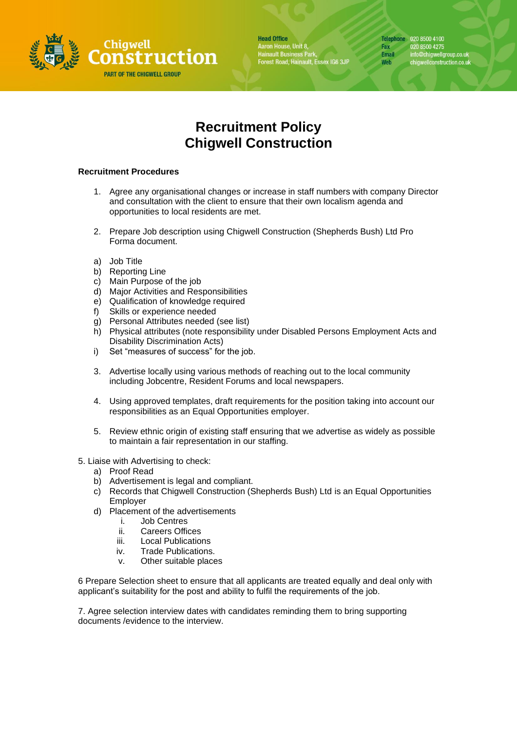# Recruitment Policy
# Chigwell Construction

### Recruitment Procedures

1. Agree any organisational changes or increase in staff numbers with company Director and consultation with the client to ensure that their own localism agenda and opportunities to local residents are met.

2. Prepare Job description using Chigwell Construction (Shepherds Bush) Ltd Pro Forma document.

a) Job Title
b) Reporting Line
c) Main Purpose of the job
d) Major Activities and Responsibilities
e) Qualification of knowledge required
f) Skills or experience needed
g) Personal Attributes needed (see list)
h) Physical attributes (note responsibility under Disabled Persons Employment Acts and Disability Discrimination Acts)
i) Set "measures of success" for the job.

3. Advertise locally using various methods of reaching out to the local community including Jobcentre, Resident Forums and local newspapers.

4. Using approved templates, draft requirements for the position taking into account our responsibilities as an Equal Opportunities employer.

5. Review ethnic origin of existing staff ensuring that we advertise as widely as possible to maintain a fair representation in our staffing.

5. Liaise with Advertising to check:
   a) Proof Read
   b) Advertisement is legal and compliant.
   c) Records that Chigwell Construction (Shepherds Bush) Ltd is an Equal Opportunities Employer
   d) Placement of the advertisements
      i. Job Centres
      ii. Careers Offices
      iii. Local Publications
      iv. Trade Publications.
      v. Other suitable places

6 Prepare Selection sheet to ensure that all applicants are treated equally and deal only with applicant's suitability for the post and ability to fulfil the requirements of the job.

7. Agree selection interview dates with candidates reminding them to bring supporting documents /evidence to the interview.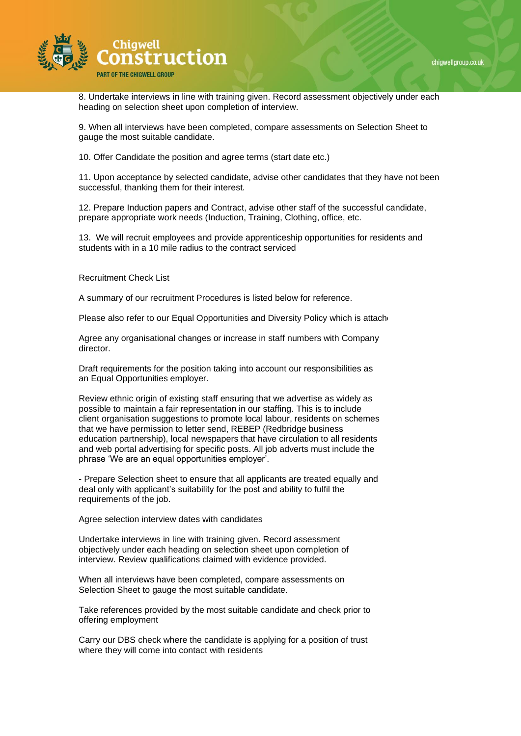8. Undertake interviews in line with training given. Record assessment objectively under each heading on selection sheet upon completion of interview.

9. When all interviews have been completed, compare assessments on Selection Sheet to gauge the most suitable candidate.

10. Offer Candidate the position and agree terms (start date etc.)

11. Upon acceptance by selected candidate, advise other candidates that they have not been successful, thanking them for their interest.

12. Prepare Induction papers and Contract, advise other staff of the successful candidate, prepare appropriate work needs (Induction, Training, Clothing, office, etc.

13. We will recruit employees and provide apprenticeship opportunities for residents and students with in a 10 mile radius to the contract serviced

Recruitment Check List

A summary of our recruitment Procedures is listed below for reference.

Please also refer to our Equal Opportunities and Diversity Policy which is attach

Agree any organisational changes or increase in staff numbers with Company director.

Draft requirements for the position taking into account our responsibilities as an Equal Opportunities employer.

Review ethnic origin of existing staff ensuring that we advertise as widely as possible to maintain a fair representation in our staffing. This is to include client organisation suggestions to promote local labour, residents on schemes that we have permission to letter send, REBEP (Redbridge business education partnership), local newspapers that have circulation to all residents and web portal advertising for specific posts. All job adverts must include the phrase 'We are an equal opportunities employer'.

- Prepare Selection sheet to ensure that all applicants are treated equally and deal only with applicant's suitability for the post and ability to fulfil the requirements of the job.

Agree selection interview dates with candidates

Undertake interviews in line with training given. Record assessment objectively under each heading on selection sheet upon completion of interview. Review qualifications claimed with evidence provided.

When all interviews have been completed, compare assessments on Selection Sheet to gauge the most suitable candidate.

Take references provided by the most suitable candidate and check prior to offering employment

Carry our DBS check where the candidate is applying for a position of trust where they will come into contact with residents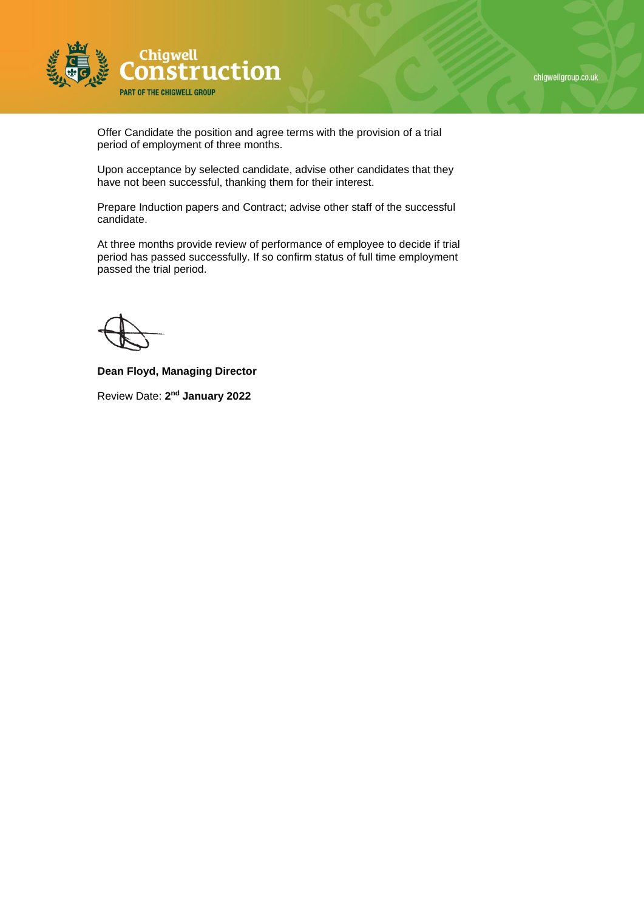Offer Candidate the position and agree terms with the provision of a trial period of employment of three months.

Upon acceptance by selected candidate, advise other candidates that they have not been successful, thanking them for their interest.

Prepare Induction papers and Contract; advise other staff of the successful candidate.

At three months provide review of performance of employee to decide if trial period has passed successfully. If so confirm status of full time employment passed the trial period.

**Dean Floyd, Managing Director**

Review Date: **2nd January 2022**